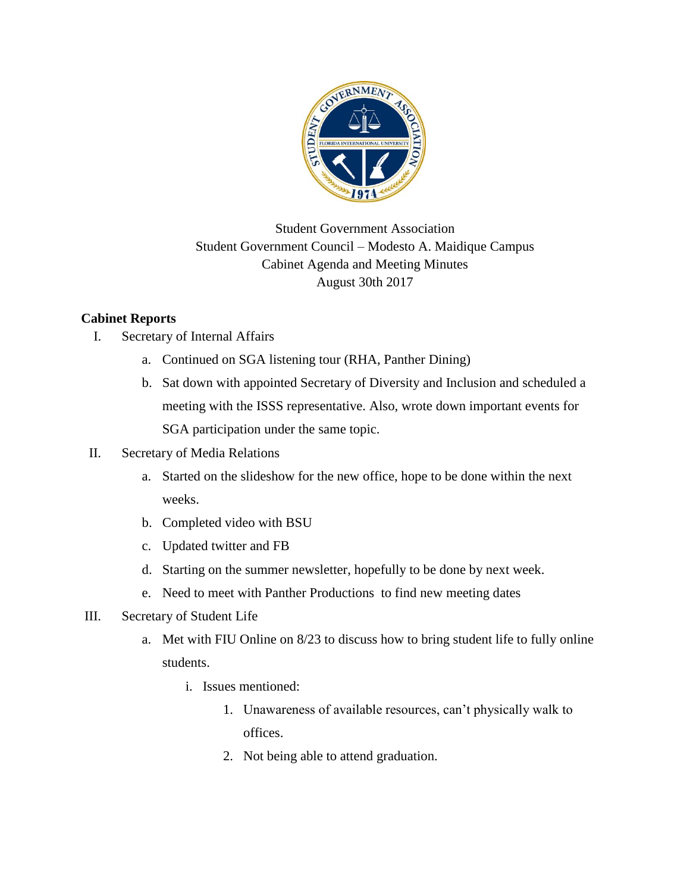Student Government Association
Student Government Council – Modesto A. Maidique Campus
Cabinet Agenda and Meeting Minutes
August 30th 2017

**Cabinet Reports**

I. Secretary of Internal Affairs
   a. Continued on SGA listening tour (RHA, Panther Dining)
   b. Sat down with appointed Secretary of Diversity and Inclusion and scheduled a meeting with the ISSS representative. Also, wrote down important events for SGA participation under the same topic.

II. Secretary of Media Relations
   a. Started on the slideshow for the new office, hope to be done within the next weeks.
   b. Completed video with BSU
   c. Updated twitter and FB
   d. Starting on the summer newsletter, hopefully to be done by next week.
   e. Need to meet with Panther Productions to find new meeting dates

III. Secretary of Student Life
   a. Met with FIU Online on 8/23 to discuss how to bring student life to fully online students.
      i. Issues mentioned:
         1. Unawareness of available resources, can't physically walk to offices.
         2. Not being able to attend graduation.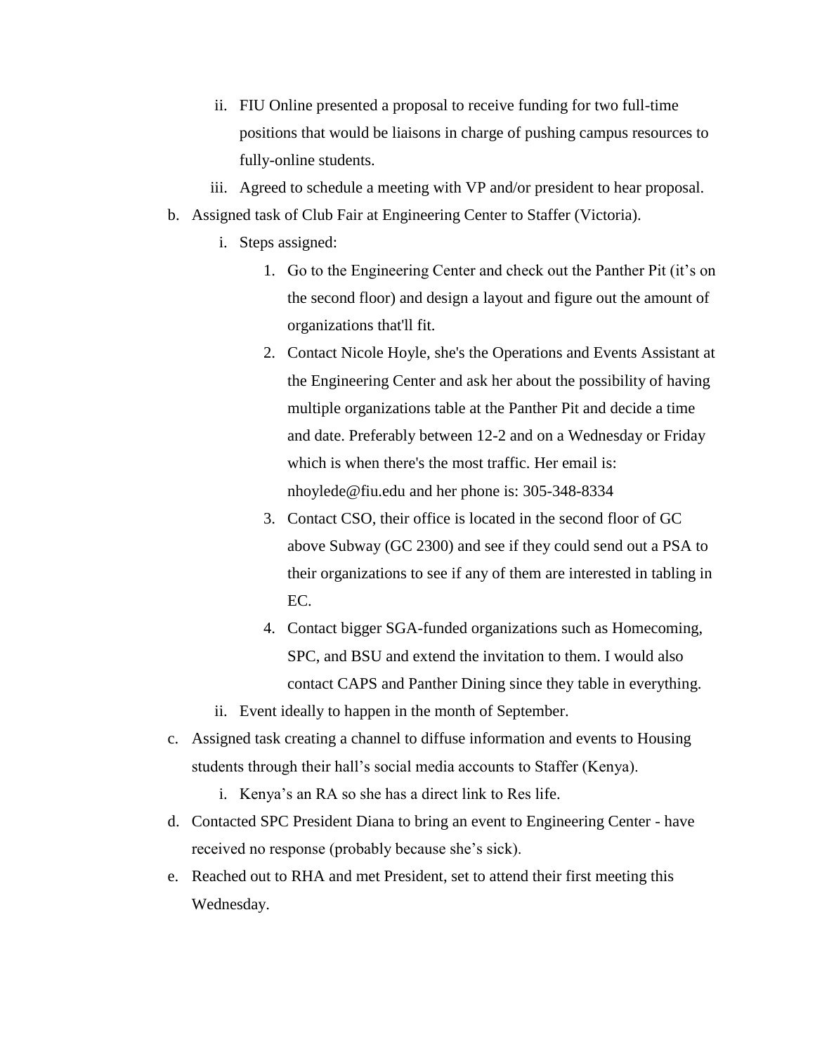ii. FIU Online presented a proposal to receive funding for two full-time positions that would be liaisons in charge of pushing campus resources to fully-online students.
   iii. Agreed to schedule a meeting with VP and/or president to hear proposal.

b. Assigned task of Club Fair at Engineering Center to Staffer (Victoria).
   i. Steps assigned:
      1. Go to the Engineering Center and check out the Panther Pit (it's on the second floor) and design a layout and figure out the amount of organizations that'll fit.
      2. Contact Nicole Hoyle, she's the Operations and Events Assistant at the Engineering Center and ask her about the possibility of having multiple organizations table at the Panther Pit and decide a time and date. Preferably between 12-2 and on a Wednesday or Friday which is when there's the most traffic. Her email is: nhoylede@fiu.edu and her phone is: 305-348-8334
      3. Contact CSO, their office is located in the second floor of GC above Subway (GC 2300) and see if they could send out a PSA to their organizations to see if any of them are interested in tabling in EC.
      4. Contact bigger SGA-funded organizations such as Homecoming, SPC, and BSU and extend the invitation to them. I would also contact CAPS and Panther Dining since they table in everything.
   ii. Event ideally to happen in the month of September.

c. Assigned task creating a channel to diffuse information and events to Housing students through their hall's social media accounts to Staffer (Kenya).
   i. Kenya's an RA so she has a direct link to Res life.

d. Contacted SPC President Diana to bring an event to Engineering Center - have received no response (probably because she's sick).

e. Reached out to RHA and met President, set to attend their first meeting this Wednesday.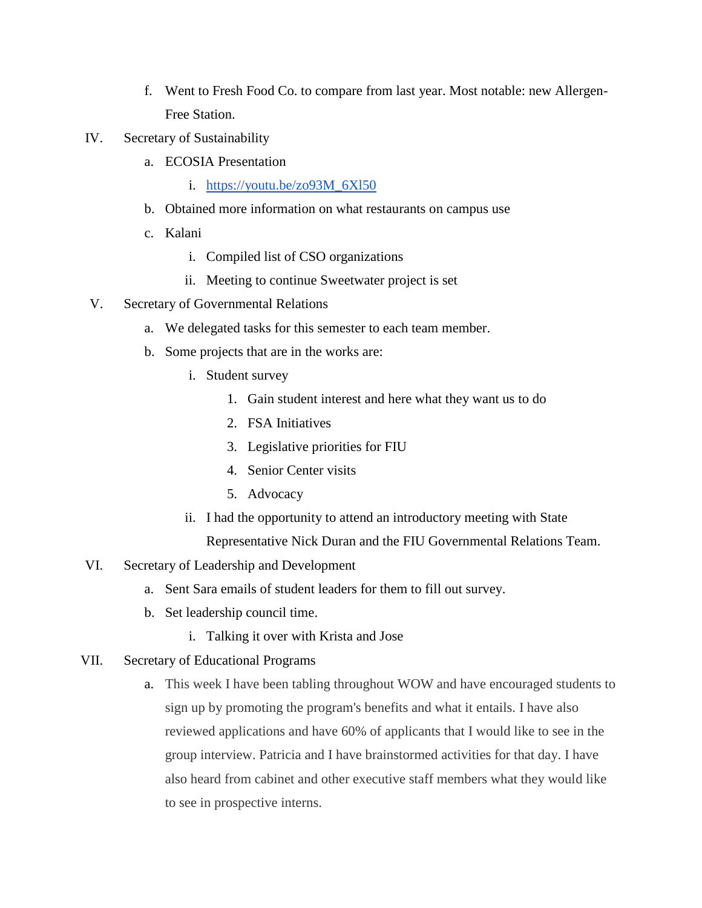f. Went to Fresh Food Co. to compare from last year. Most notable: new Allergen-Free Station.

IV. Secretary of Sustainability

  a. ECOSIA Presentation

    i. [https://youtu.be/zo93M_6Xl50](https://youtu.be/zo93M_6Xl50)

  b. Obtained more information on what restaurants on campus use

  c. Kalani

    i. Compiled list of CSO organizations

    ii. Meeting to continue Sweetwater project is set

V. Secretary of Governmental Relations

  a. We delegated tasks for this semester to each team member.

  b. Some projects that are in the works are:

    i. Student survey

      1. Gain student interest and here what they want us to do
      2. FSA Initiatives
      3. Legislative priorities for FIU
      4. Senior Center visits
      5. Advocacy

    ii. I had the opportunity to attend an introductory meeting with State Representative Nick Duran and the FIU Governmental Relations Team.

VI. Secretary of Leadership and Development

  a. Sent Sara emails of student leaders for them to fill out survey.

  b. Set leadership council time.

    i. Talking it over with Krista and Jose

VII. Secretary of Educational Programs

  a. This week I have been tabling throughout WOW and have encouraged students to sign up by promoting the program's benefits and what it entails. I have also reviewed applications and have 60% of applicants that I would like to see in the group interview. Patricia and I have brainstormed activities for that day. I have also heard from cabinet and other executive staff members what they would like to see in prospective interns.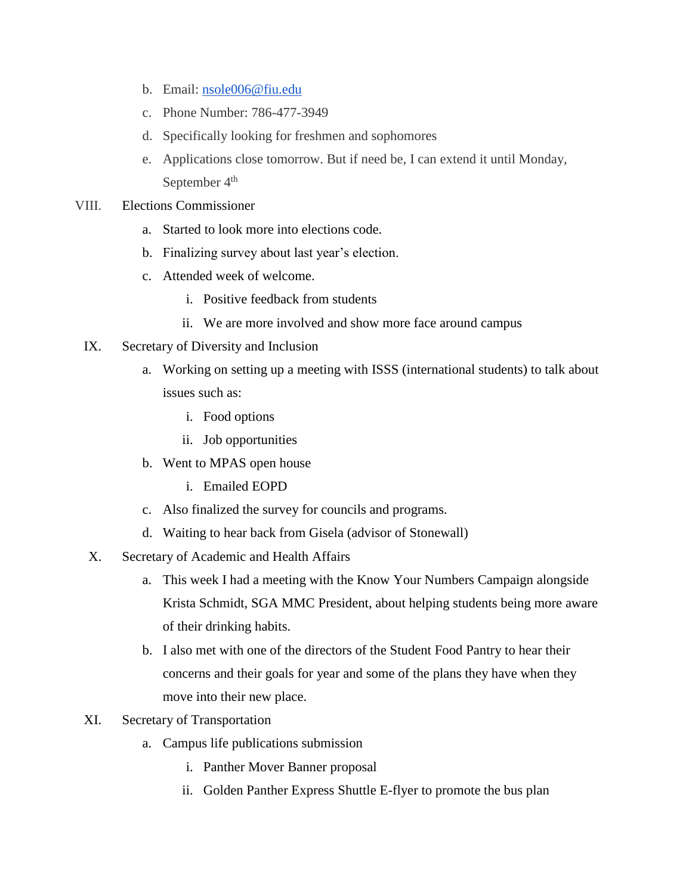b. Email: nsole006@fiu.edu

c. Phone Number: 786-477-3949

d. Specifically looking for freshmen and sophomores

e. Applications close tomorrow. But if need be, I can extend it until Monday, September 4th

VIII. Elections Commissioner

a. Started to look more into elections code.

b. Finalizing survey about last year's election.

c. Attended week of welcome.

   i. Positive feedback from students

   ii. We are more involved and show more face around campus

IX. Secretary of Diversity and Inclusion

a. Working on setting up a meeting with ISSS (international students) to talk about issues such as:

   i. Food options

   ii. Job opportunities

b. Went to MPAS open house

   i. Emailed EOPD

c. Also finalized the survey for councils and programs.

d. Waiting to hear back from Gisela (advisor of Stonewall)

X. Secretary of Academic and Health Affairs

a. This week I had a meeting with the Know Your Numbers Campaign alongside Krista Schmidt, SGA MMC President, about helping students being more aware of their drinking habits.

b. I also met with one of the directors of the Student Food Pantry to hear their concerns and their goals for year and some of the plans they have when they move into their new place.

XI. Secretary of Transportation

a. Campus life publications submission

   i. Panther Mover Banner proposal

   ii. Golden Panther Express Shuttle E-flyer to promote the bus plan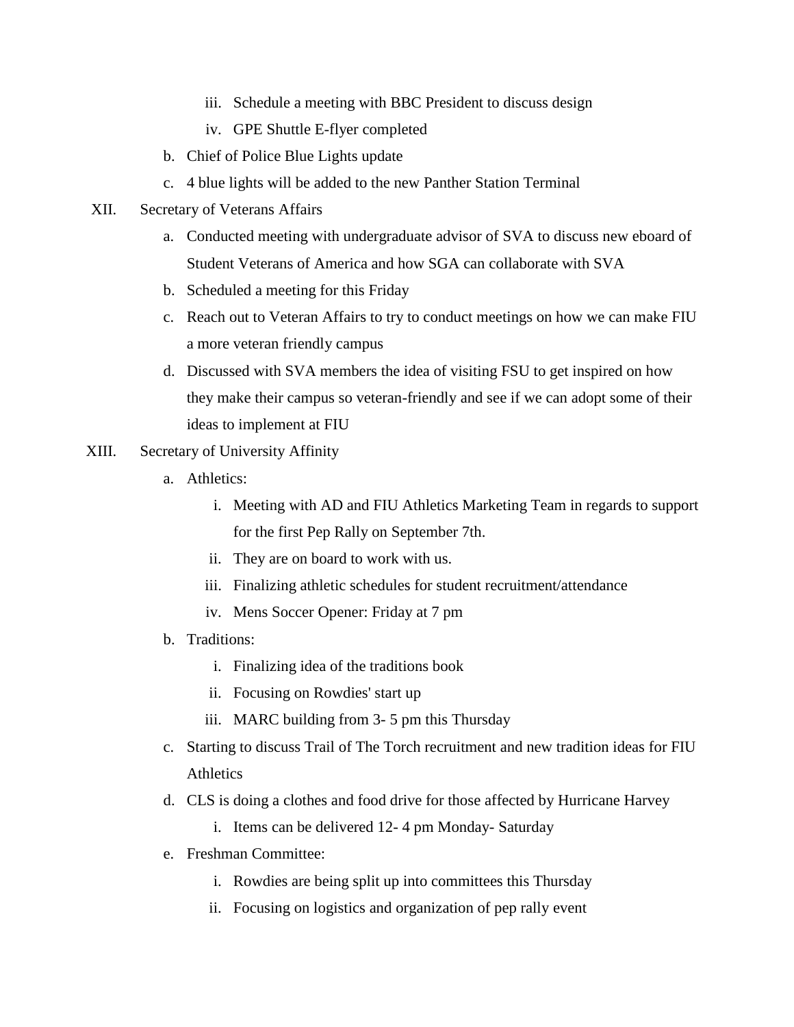iii. Schedule a meeting with BBC President to discuss design
   iv. GPE Shuttle E-flyer completed
  b. Chief of Police Blue Lights update
  c. 4 blue lights will be added to the new Panther Station Terminal

XII. Secretary of Veterans Affairs
  a. Conducted meeting with undergraduate advisor of SVA to discuss new eboard of Student Veterans of America and how SGA can collaborate with SVA
  b. Scheduled a meeting for this Friday
  c. Reach out to Veteran Affairs to try to conduct meetings on how we can make FIU a more veteran friendly campus
  d. Discussed with SVA members the idea of visiting FSU to get inspired on how they make their campus so veteran-friendly and see if we can adopt some of their ideas to implement at FIU

XIII. Secretary of University Affinity
  a. Athletics:
   i. Meeting with AD and FIU Athletics Marketing Team in regards to support for the first Pep Rally on September 7th.
   ii. They are on board to work with us.
   iii. Finalizing athletic schedules for student recruitment/attendance
   iv. Mens Soccer Opener: Friday at 7 pm
  b. Traditions:
   i. Finalizing idea of the traditions book
   ii. Focusing on Rowdies' start up
   iii. MARC building from 3- 5 pm this Thursday
  c. Starting to discuss Trail of The Torch recruitment and new tradition ideas for FIU Athletics
  d. CLS is doing a clothes and food drive for those affected by Hurricane Harvey
   i. Items can be delivered 12- 4 pm Monday- Saturday
  e. Freshman Committee:
   i. Rowdies are being split up into committees this Thursday
   ii. Focusing on logistics and organization of pep rally event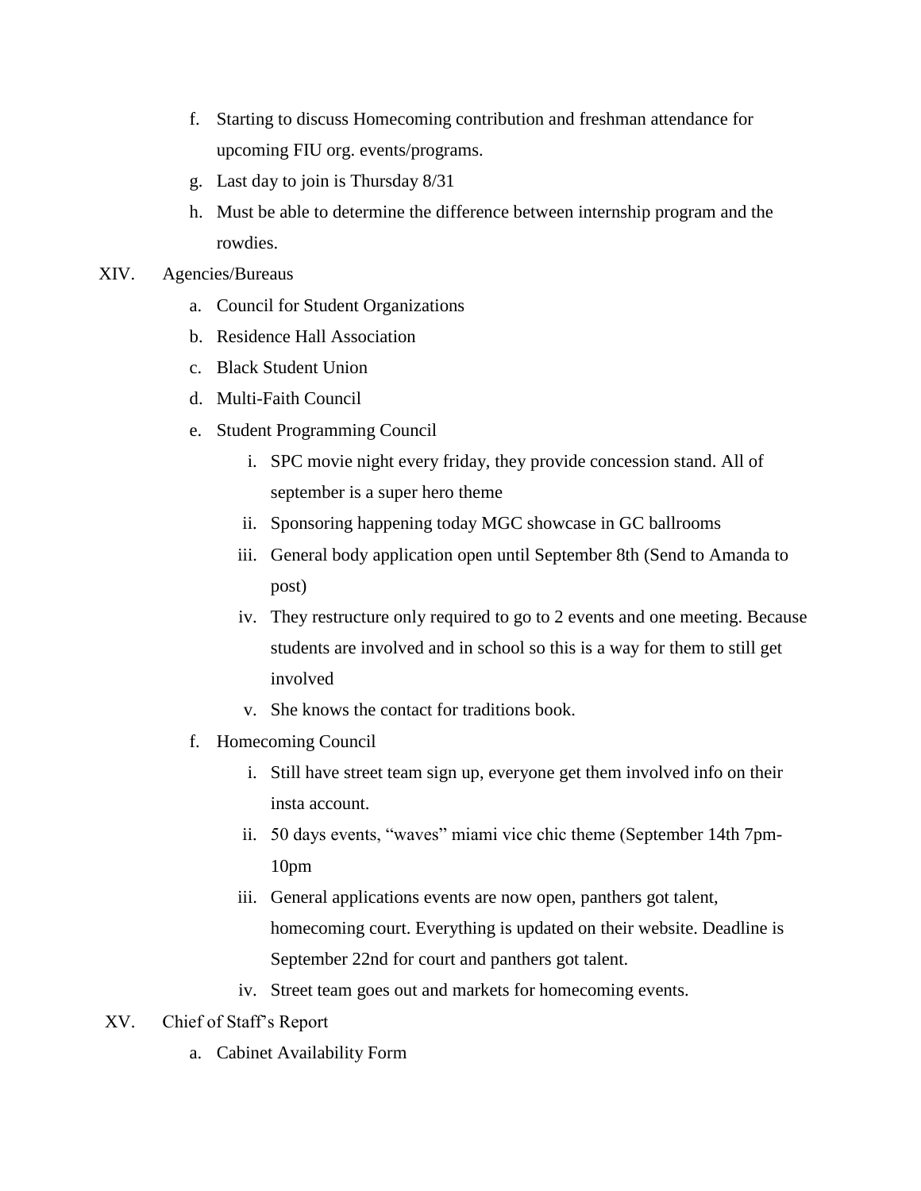f. Starting to discuss Homecoming contribution and freshman attendance for upcoming FIU org. events/programs.
g. Last day to join is Thursday 8/31
h. Must be able to determine the difference between internship program and the rowdies.

XIV. Agencies/Bureaus

a. Council for Student Organizations
b. Residence Hall Association
c. Black Student Union
d. Multi-Faith Council
e. Student Programming Council
   i. SPC movie night every friday, they provide concession stand. All of september is a super hero theme
   ii. Sponsoring happening today MGC showcase in GC ballrooms
   iii. General body application open until September 8th (Send to Amanda to post)
   iv. They restructure only required to go to 2 events and one meeting. Because students are involved and in school so this is a way for them to still get involved
   v. She knows the contact for traditions book.
f. Homecoming Council
   i. Still have street team sign up, everyone get them involved info on their insta account.
   ii. 50 days events, "waves" miami vice chic theme (September 14th 7pm-10pm
   iii. General applications events are now open, panthers got talent, homecoming court. Everything is updated on their website. Deadline is September 22nd for court and panthers got talent.
   iv. Street team goes out and markets for homecoming events.

XV. Chief of Staff's Report

a. Cabinet Availability Form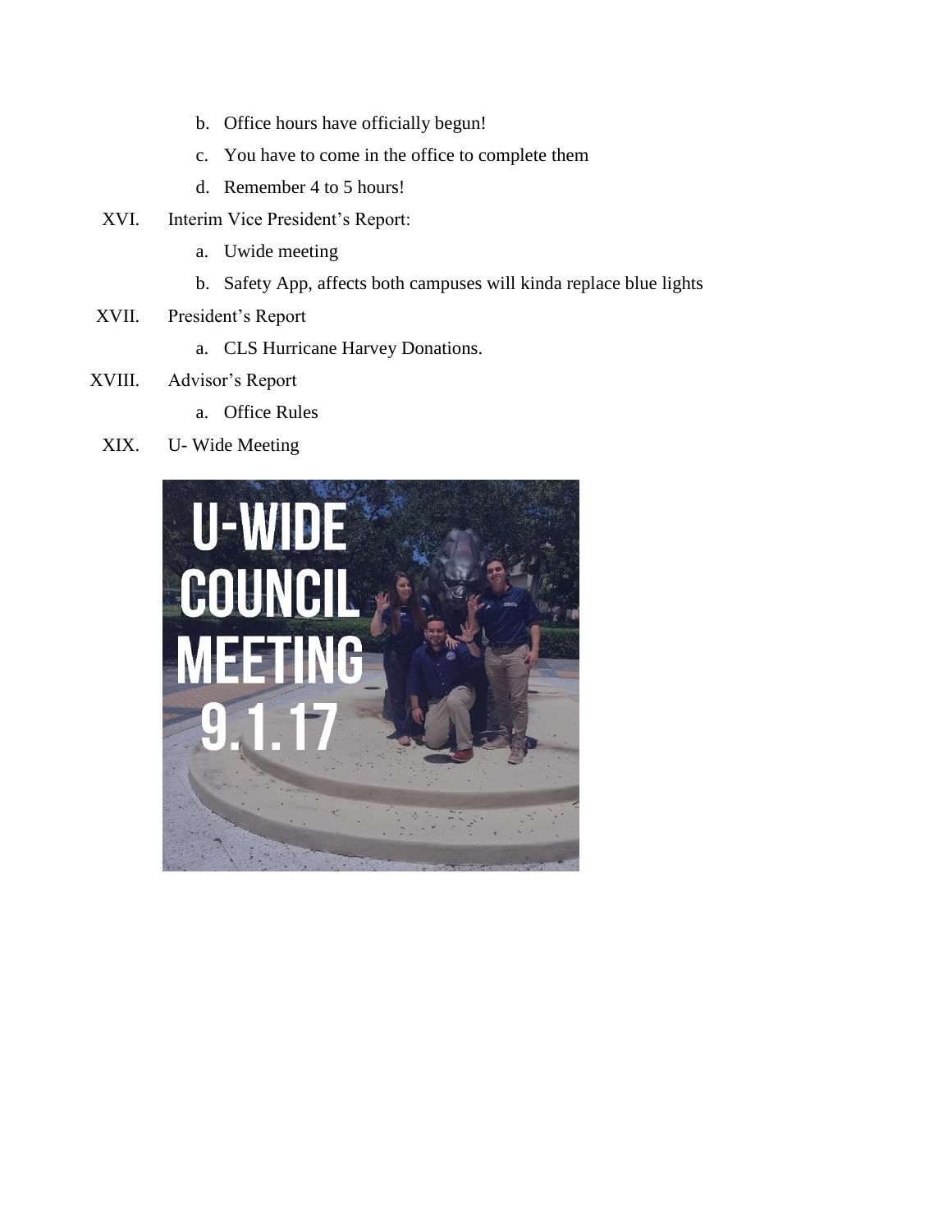b. Office hours have officially begun!

c. You have to come in the office to complete them

d. Remember 4 to 5 hours!

XVI. Interim Vice President's Report:

a. Uwide meeting

b. Safety App, affects both campuses will kinda replace blue lights

XVII. President's Report

a. CLS Hurricane Harvey Donations.

XVIII. Advisor's Report

a. Office Rules

XIX. U- Wide Meeting

U-WIDE COUNCIL MEETING 9.1.17